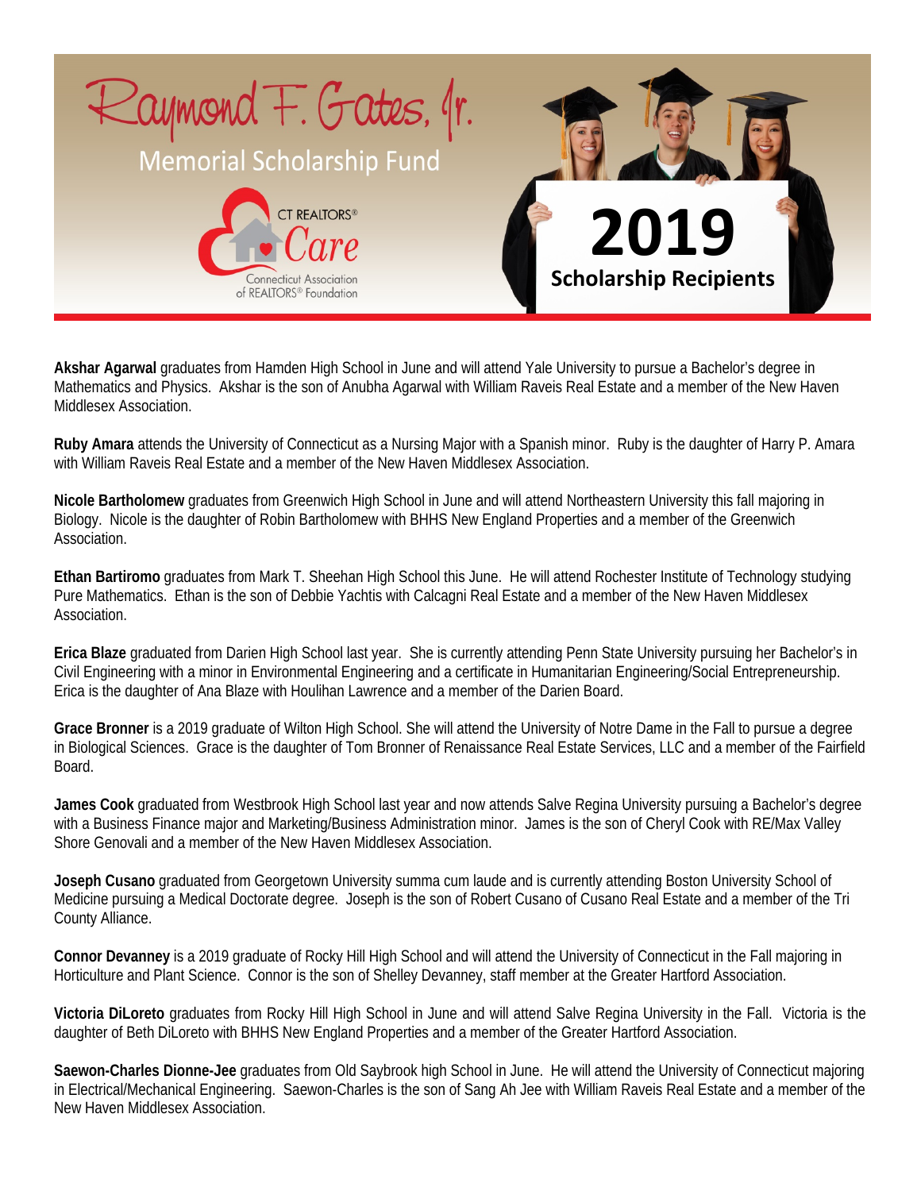# Raymond F. Gates, Jr.

## Memorial Scholarship Fund

CT REALTORS® Care
Connecticut Association of REALTORS® Foundation

## 2019 Scholarship Recipients

**Akshar Agarwal** graduates from Hamden High School in June and will attend Yale University to pursue a Bachelor's degree in Mathematics and Physics. Akshar is the son of Anubha Agarwal with William Raveis Real Estate and a member of the New Haven Middlesex Association.

**Ruby Amara** attends the University of Connecticut as a Nursing Major with a Spanish minor. Ruby is the daughter of Harry P. Amara with William Raveis Real Estate and a member of the New Haven Middlesex Association.

**Nicole Bartholomew** graduates from Greenwich High School in June and will attend Northeastern University this fall majoring in Biology. Nicole is the daughter of Robin Bartholomew with BHHS New England Properties and a member of the Greenwich Association.

**Ethan Bartiromo** graduates from Mark T. Sheehan High School this June. He will attend Rochester Institute of Technology studying Pure Mathematics. Ethan is the son of Debbie Yachtis with Calcagni Real Estate and a member of the New Haven Middlesex Association.

**Erica Blaze** graduated from Darien High School last year. She is currently attending Penn State University pursuing her Bachelor's in Civil Engineering with a minor in Environmental Engineering and a certificate in Humanitarian Engineering/Social Entrepreneurship. Erica is the daughter of Ana Blaze with Houlihan Lawrence and a member of the Darien Board.

**Grace Bronner** is a 2019 graduate of Wilton High School. She will attend the University of Notre Dame in the Fall to pursue a degree in Biological Sciences. Grace is the daughter of Tom Bronner of Renaissance Real Estate Services, LLC and a member of the Fairfield Board.

**James Cook** graduated from Westbrook High School last year and now attends Salve Regina University pursuing a Bachelor's degree with a Business Finance major and Marketing/Business Administration minor. James is the son of Cheryl Cook with RE/Max Valley Shore Genovali and a member of the New Haven Middlesex Association.

**Joseph Cusano** graduated from Georgetown University summa cum laude and is currently attending Boston University School of Medicine pursuing a Medical Doctorate degree. Joseph is the son of Robert Cusano of Cusano Real Estate and a member of the Tri County Alliance.

**Connor Devanney** is a 2019 graduate of Rocky Hill High School and will attend the University of Connecticut in the Fall majoring in Horticulture and Plant Science. Connor is the son of Shelley Devanney, staff member at the Greater Hartford Association.

**Victoria DiLoreto** graduates from Rocky Hill High School in June and will attend Salve Regina University in the Fall. Victoria is the daughter of Beth DiLoreto with BHHS New England Properties and a member of the Greater Hartford Association.

**Saewon-Charles Dionne-Jee** graduates from Old Saybrook high School in June. He will attend the University of Connecticut majoring in Electrical/Mechanical Engineering. Saewon-Charles is the son of Sang Ah Jee with William Raveis Real Estate and a member of the New Haven Middlesex Association.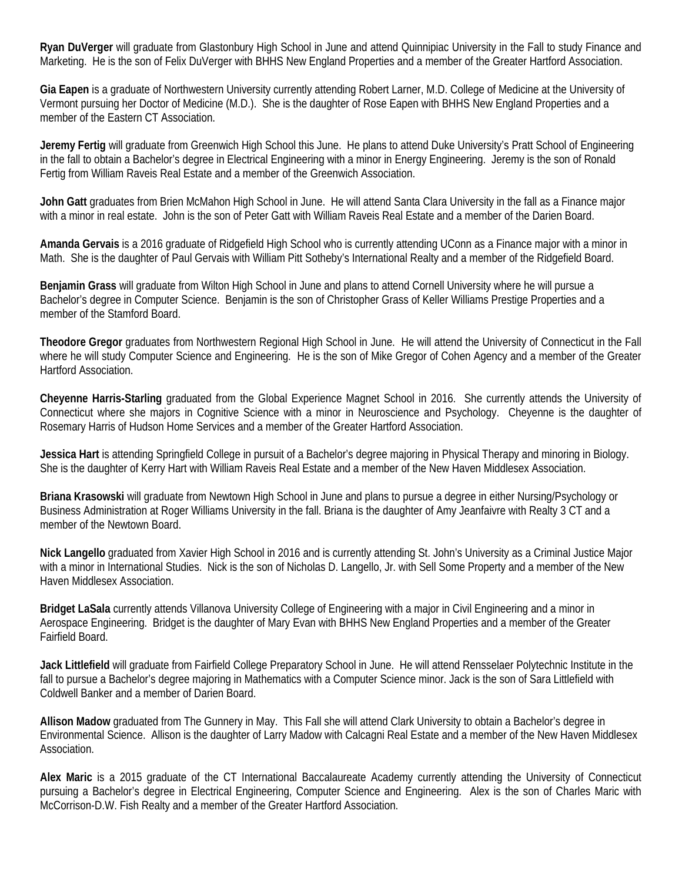**Ryan DuVerger** will graduate from Glastonbury High School in June and attend Quinnipiac University in the Fall to study Finance and Marketing. He is the son of Felix DuVerger with BHHS New England Properties and a member of the Greater Hartford Association.

**Gia Eapen** is a graduate of Northwestern University currently attending Robert Larner, M.D. College of Medicine at the University of Vermont pursuing her Doctor of Medicine (M.D.). She is the daughter of Rose Eapen with BHHS New England Properties and a member of the Eastern CT Association.

**Jeremy Fertig** will graduate from Greenwich High School this June. He plans to attend Duke University's Pratt School of Engineering in the fall to obtain a Bachelor's degree in Electrical Engineering with a minor in Energy Engineering. Jeremy is the son of Ronald Fertig from William Raveis Real Estate and a member of the Greenwich Association.

**John Gatt** graduates from Brien McMahon High School in June. He will attend Santa Clara University in the fall as a Finance major with a minor in real estate. John is the son of Peter Gatt with William Raveis Real Estate and a member of the Darien Board.

**Amanda Gervais** is a 2016 graduate of Ridgefield High School who is currently attending UConn as a Finance major with a minor in Math. She is the daughter of Paul Gervais with William Pitt Sotheby's International Realty and a member of the Ridgefield Board.

**Benjamin Grass** will graduate from Wilton High School in June and plans to attend Cornell University where he will pursue a Bachelor's degree in Computer Science. Benjamin is the son of Christopher Grass of Keller Williams Prestige Properties and a member of the Stamford Board.

**Theodore Gregor** graduates from Northwestern Regional High School in June. He will attend the University of Connecticut in the Fall where he will study Computer Science and Engineering. He is the son of Mike Gregor of Cohen Agency and a member of the Greater Hartford Association.

**Cheyenne Harris-Starling** graduated from the Global Experience Magnet School in 2016. She currently attends the University of Connecticut where she majors in Cognitive Science with a minor in Neuroscience and Psychology. Cheyenne is the daughter of Rosemary Harris of Hudson Home Services and a member of the Greater Hartford Association.

**Jessica Hart** is attending Springfield College in pursuit of a Bachelor's degree majoring in Physical Therapy and minoring in Biology. She is the daughter of Kerry Hart with William Raveis Real Estate and a member of the New Haven Middlesex Association.

**Briana Krasowski** will graduate from Newtown High School in June and plans to pursue a degree in either Nursing/Psychology or Business Administration at Roger Williams University in the fall. Briana is the daughter of Amy Jeanfaivre with Realty 3 CT and a member of the Newtown Board.

**Nick Langello** graduated from Xavier High School in 2016 and is currently attending St. John's University as a Criminal Justice Major with a minor in International Studies. Nick is the son of Nicholas D. Langello, Jr. with Sell Some Property and a member of the New Haven Middlesex Association.

**Bridget LaSala** currently attends Villanova University College of Engineering with a major in Civil Engineering and a minor in Aerospace Engineering. Bridget is the daughter of Mary Evan with BHHS New England Properties and a member of the Greater Fairfield Board.

**Jack Littlefield** will graduate from Fairfield College Preparatory School in June. He will attend Rensselaer Polytechnic Institute in the fall to pursue a Bachelor's degree majoring in Mathematics with a Computer Science minor. Jack is the son of Sara Littlefield with Coldwell Banker and a member of Darien Board.

**Allison Madow** graduated from The Gunnery in May. This Fall she will attend Clark University to obtain a Bachelor's degree in Environmental Science. Allison is the daughter of Larry Madow with Calcagni Real Estate and a member of the New Haven Middlesex Association.

**Alex Maric** is a 2015 graduate of the CT International Baccalaureate Academy currently attending the University of Connecticut pursuing a Bachelor's degree in Electrical Engineering, Computer Science and Engineering. Alex is the son of Charles Maric with McCorrison-D.W. Fish Realty and a member of the Greater Hartford Association.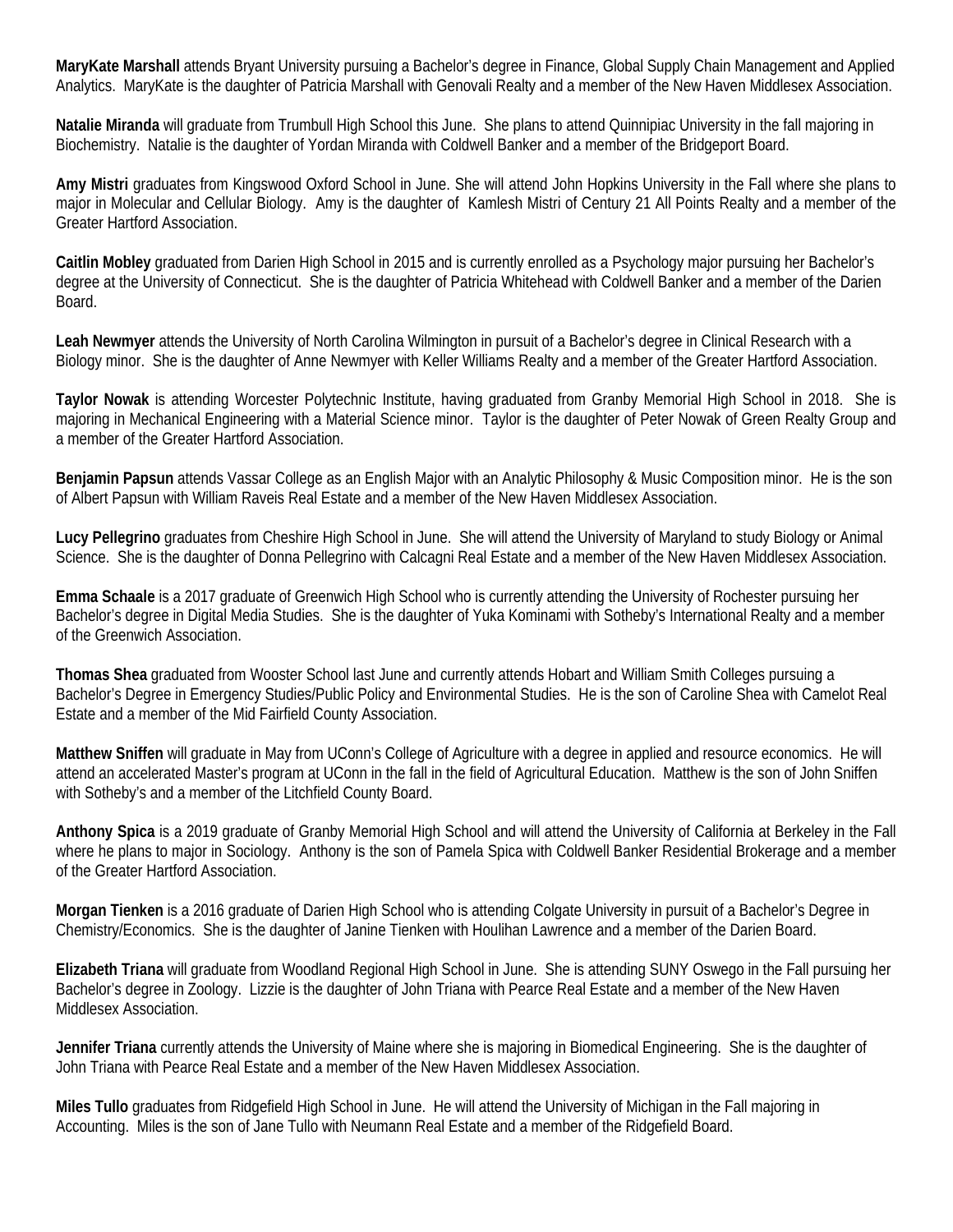**MaryKate Marshall** attends Bryant University pursuing a Bachelor's degree in Finance, Global Supply Chain Management and Applied Analytics. MaryKate is the daughter of Patricia Marshall with Genovali Realty and a member of the New Haven Middlesex Association.

**Natalie Miranda** will graduate from Trumbull High School this June. She plans to attend Quinnipiac University in the fall majoring in Biochemistry. Natalie is the daughter of Yordan Miranda with Coldwell Banker and a member of the Bridgeport Board.

**Amy Mistri** graduates from Kingswood Oxford School in June. She will attend John Hopkins University in the Fall where she plans to major in Molecular and Cellular Biology. Amy is the daughter of Kamlesh Mistri of Century 21 All Points Realty and a member of the Greater Hartford Association.

**Caitlin Mobley** graduated from Darien High School in 2015 and is currently enrolled as a Psychology major pursuing her Bachelor's degree at the University of Connecticut. She is the daughter of Patricia Whitehead with Coldwell Banker and a member of the Darien Board.

**Leah Newmyer** attends the University of North Carolina Wilmington in pursuit of a Bachelor's degree in Clinical Research with a Biology minor. She is the daughter of Anne Newmyer with Keller Williams Realty and a member of the Greater Hartford Association.

**Taylor Nowak** is attending Worcester Polytechnic Institute, having graduated from Granby Memorial High School in 2018. She is majoring in Mechanical Engineering with a Material Science minor. Taylor is the daughter of Peter Nowak of Green Realty Group and a member of the Greater Hartford Association.

**Benjamin Papsun** attends Vassar College as an English Major with an Analytic Philosophy & Music Composition minor. He is the son of Albert Papsun with William Raveis Real Estate and a member of the New Haven Middlesex Association.

**Lucy Pellegrino** graduates from Cheshire High School in June. She will attend the University of Maryland to study Biology or Animal Science. She is the daughter of Donna Pellegrino with Calcagni Real Estate and a member of the New Haven Middlesex Association.

**Emma Schaale** is a 2017 graduate of Greenwich High School who is currently attending the University of Rochester pursuing her Bachelor's degree in Digital Media Studies. She is the daughter of Yuka Kominami with Sotheby's International Realty and a member of the Greenwich Association.

**Thomas Shea** graduated from Wooster School last June and currently attends Hobart and William Smith Colleges pursuing a Bachelor's Degree in Emergency Studies/Public Policy and Environmental Studies. He is the son of Caroline Shea with Camelot Real Estate and a member of the Mid Fairfield County Association.

**Matthew Sniffen** will graduate in May from UConn's College of Agriculture with a degree in applied and resource economics. He will attend an accelerated Master's program at UConn in the fall in the field of Agricultural Education. Matthew is the son of John Sniffen with Sotheby's and a member of the Litchfield County Board.

**Anthony Spica** is a 2019 graduate of Granby Memorial High School and will attend the University of California at Berkeley in the Fall where he plans to major in Sociology. Anthony is the son of Pamela Spica with Coldwell Banker Residential Brokerage and a member of the Greater Hartford Association.

**Morgan Tienken** is a 2016 graduate of Darien High School who is attending Colgate University in pursuit of a Bachelor's Degree in Chemistry/Economics. She is the daughter of Janine Tienken with Houlihan Lawrence and a member of the Darien Board.

**Elizabeth Triana** will graduate from Woodland Regional High School in June. She is attending SUNY Oswego in the Fall pursuing her Bachelor's degree in Zoology. Lizzie is the daughter of John Triana with Pearce Real Estate and a member of the New Haven Middlesex Association.

**Jennifer Triana** currently attends the University of Maine where she is majoring in Biomedical Engineering. She is the daughter of John Triana with Pearce Real Estate and a member of the New Haven Middlesex Association.

**Miles Tullo** graduates from Ridgefield High School in June. He will attend the University of Michigan in the Fall majoring in Accounting. Miles is the son of Jane Tullo with Neumann Real Estate and a member of the Ridgefield Board.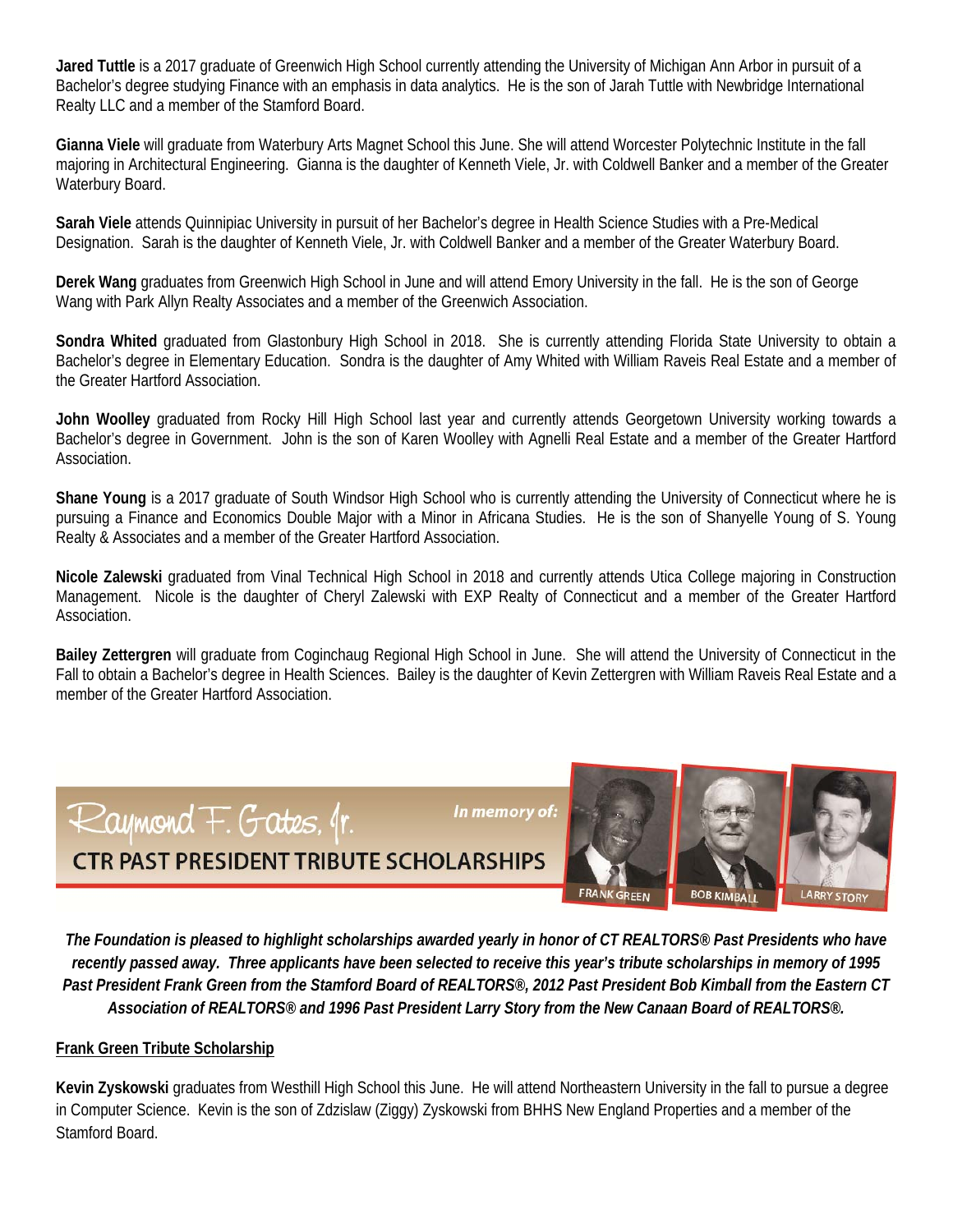**Jared Tuttle** is a 2017 graduate of Greenwich High School currently attending the University of Michigan Ann Arbor in pursuit of a Bachelor's degree studying Finance with an emphasis in data analytics. He is the son of Jarah Tuttle with Newbridge International Realty LLC and a member of the Stamford Board.

**Gianna Viele** will graduate from Waterbury Arts Magnet School this June. She will attend Worcester Polytechnic Institute in the fall majoring in Architectural Engineering. Gianna is the daughter of Kenneth Viele, Jr. with Coldwell Banker and a member of the Greater Waterbury Board.

**Sarah Viele** attends Quinnipiac University in pursuit of her Bachelor's degree in Health Science Studies with a Pre-Medical Designation. Sarah is the daughter of Kenneth Viele, Jr. with Coldwell Banker and a member of the Greater Waterbury Board.

**Derek Wang** graduates from Greenwich High School in June and will attend Emory University in the fall. He is the son of George Wang with Park Allyn Realty Associates and a member of the Greenwich Association.

**Sondra Whited** graduated from Glastonbury High School in 2018. She is currently attending Florida State University to obtain a Bachelor's degree in Elementary Education. Sondra is the daughter of Amy Whited with William Raveis Real Estate and a member of the Greater Hartford Association.

**John Woolley** graduated from Rocky Hill High School last year and currently attends Georgetown University working towards a Bachelor's degree in Government. John is the son of Karen Woolley with Agnelli Real Estate and a member of the Greater Hartford Association.

**Shane Young** is a 2017 graduate of South Windsor High School who is currently attending the University of Connecticut where he is pursuing a Finance and Economics Double Major with a Minor in Africana Studies. He is the son of Shanyelle Young of S. Young Realty & Associates and a member of the Greater Hartford Association.

**Nicole Zalewski** graduated from Vinal Technical High School in 2018 and currently attends Utica College majoring in Construction Management. Nicole is the daughter of Cheryl Zalewski with EXP Realty of Connecticut and a member of the Greater Hartford Association.

**Bailey Zettergren** will graduate from Coginchaug Regional High School in June. She will attend the University of Connecticut in the Fall to obtain a Bachelor's degree in Health Sciences. Bailey is the daughter of Kevin Zettergren with William Raveis Real Estate and a member of the Greater Hartford Association.

## Raymond F. Gates, Jr. CTR PAST PRESIDENT TRIBUTE SCHOLARSHIPS

*In memory of:* FRANK GREEN, BOB KIMBALL, LARRY STORY

***The Foundation is pleased to highlight scholarships awarded yearly in honor of CT REALTORS® Past Presidents who have recently passed away. Three applicants have been selected to receive this year's tribute scholarships in memory of 1995 Past President Frank Green from the Stamford Board of REALTORS®, 2012 Past President Bob Kimball from the Eastern CT Association of REALTORS® and 1996 Past President Larry Story from the New Canaan Board of REALTORS®.***

### Frank Green Tribute Scholarship

**Kevin Zyskowski** graduates from Westhill High School this June. He will attend Northeastern University in the fall to pursue a degree in Computer Science. Kevin is the son of Zdzislaw (Ziggy) Zyskowski from BHHS New England Properties and a member of the Stamford Board.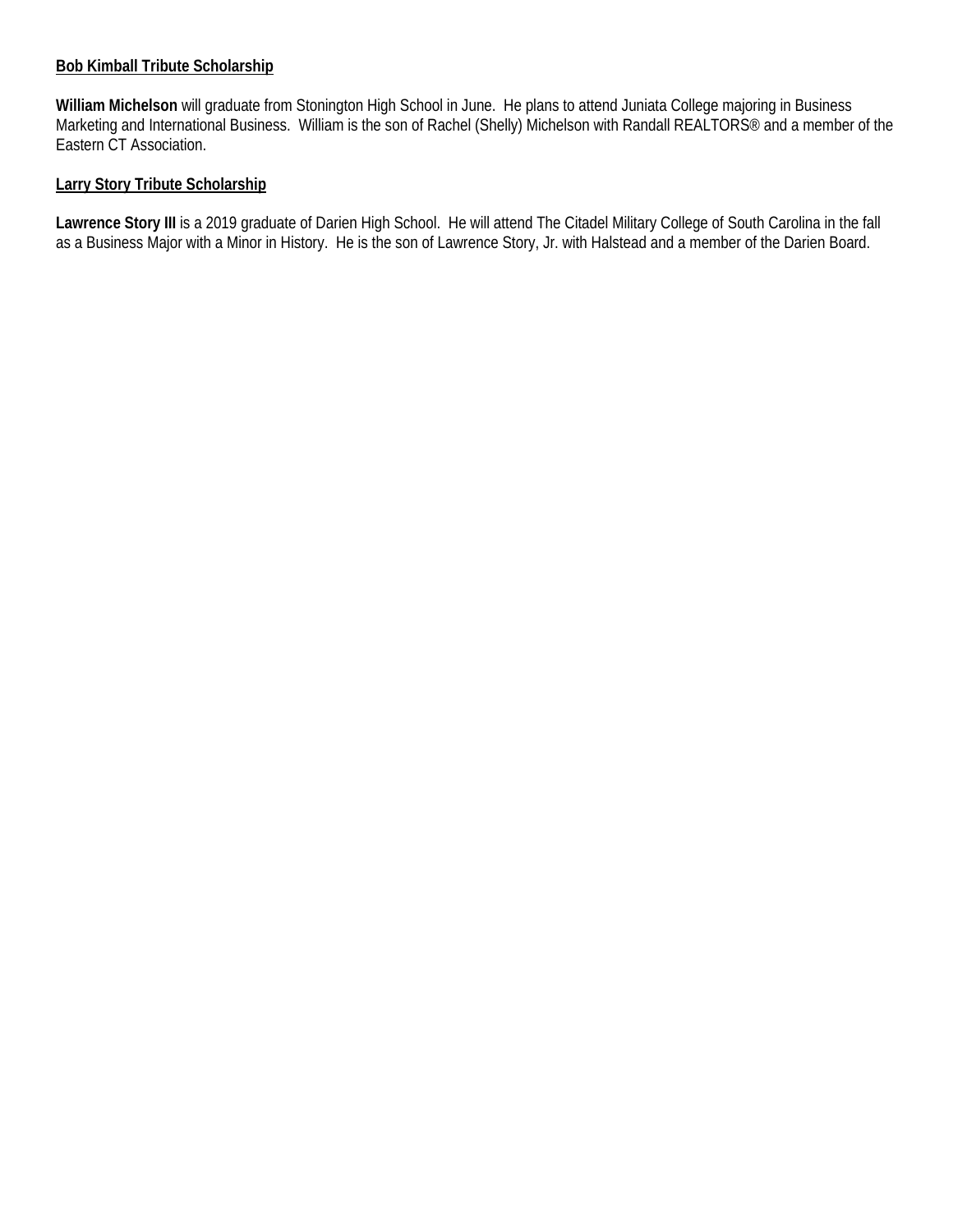**Bob Kimball Tribute Scholarship**

**William Michelson** will graduate from Stonington High School in June. He plans to attend Juniata College majoring in Business Marketing and International Business. William is the son of Rachel (Shelly) Michelson with Randall REALTORS® and a member of the Eastern CT Association.

**Larry Story Tribute Scholarship**

**Lawrence Story III** is a 2019 graduate of Darien High School. He will attend The Citadel Military College of South Carolina in the fall as a Business Major with a Minor in History. He is the son of Lawrence Story, Jr. with Halstead and a member of the Darien Board.